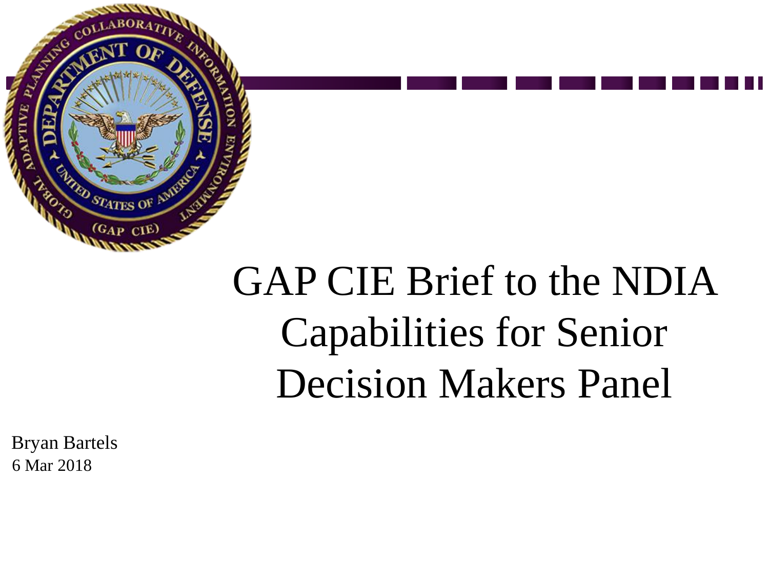# GAP CIE Brief to the NDIA Capabilities for Senior Decision Makers Panel

Bryan Bartels
6 Mar 2018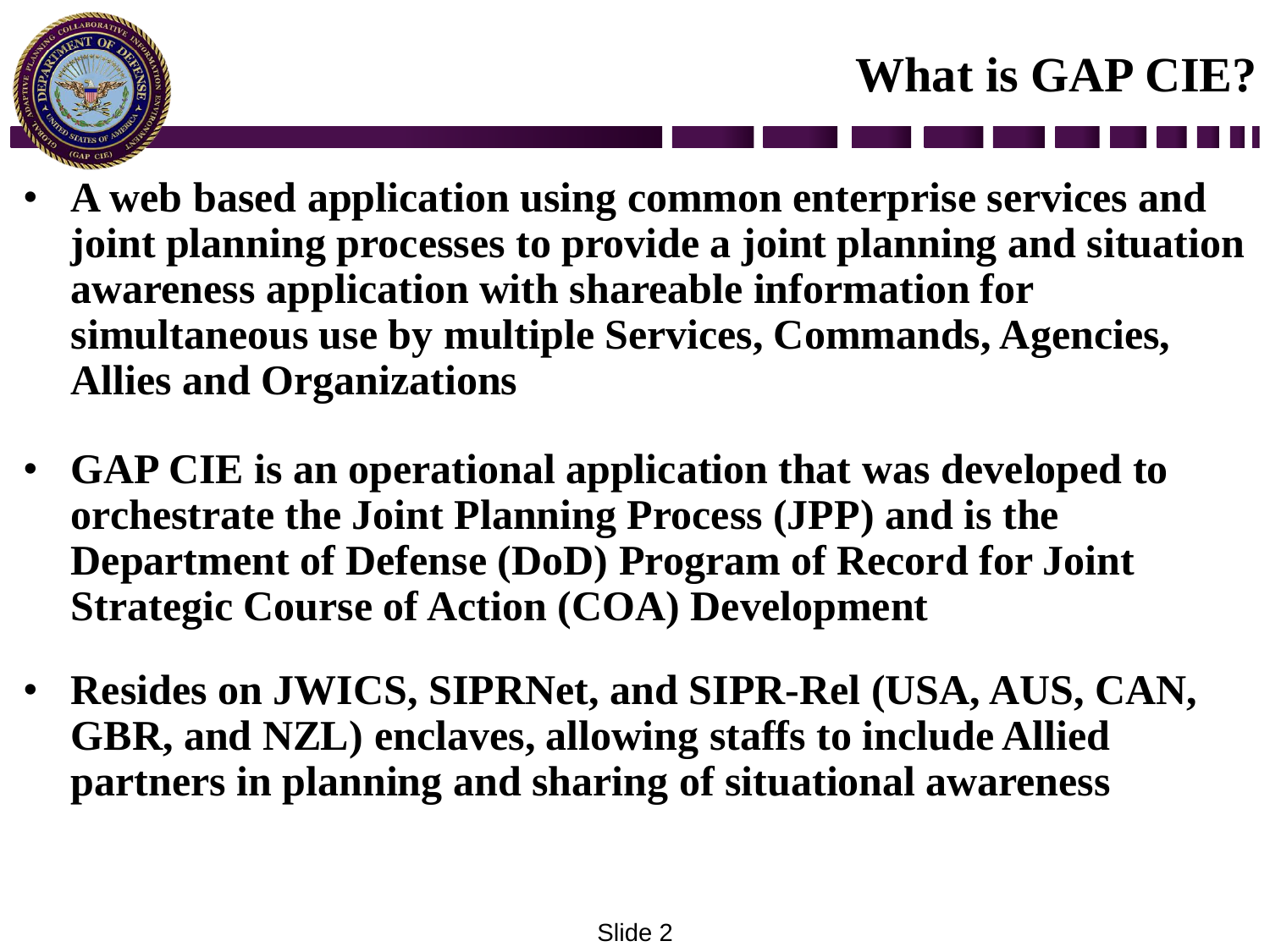# What is GAP CIE?

- **A web based application using common enterprise services and joint planning processes to provide a joint planning and situation awareness application with shareable information for simultaneous use by multiple Services, Commands, Agencies, Allies and Organizations**

- **GAP CIE is an operational application that was developed to orchestrate the Joint Planning Process (JPP) and is the Department of Defense (DoD) Program of Record for Joint Strategic Course of Action (COA) Development**

- **Resides on JWICS, SIPRNet, and SIPR-Rel (USA, AUS, CAN, GBR, and NZL) enclaves, allowing staffs to include Allied partners in planning and sharing of situational awareness**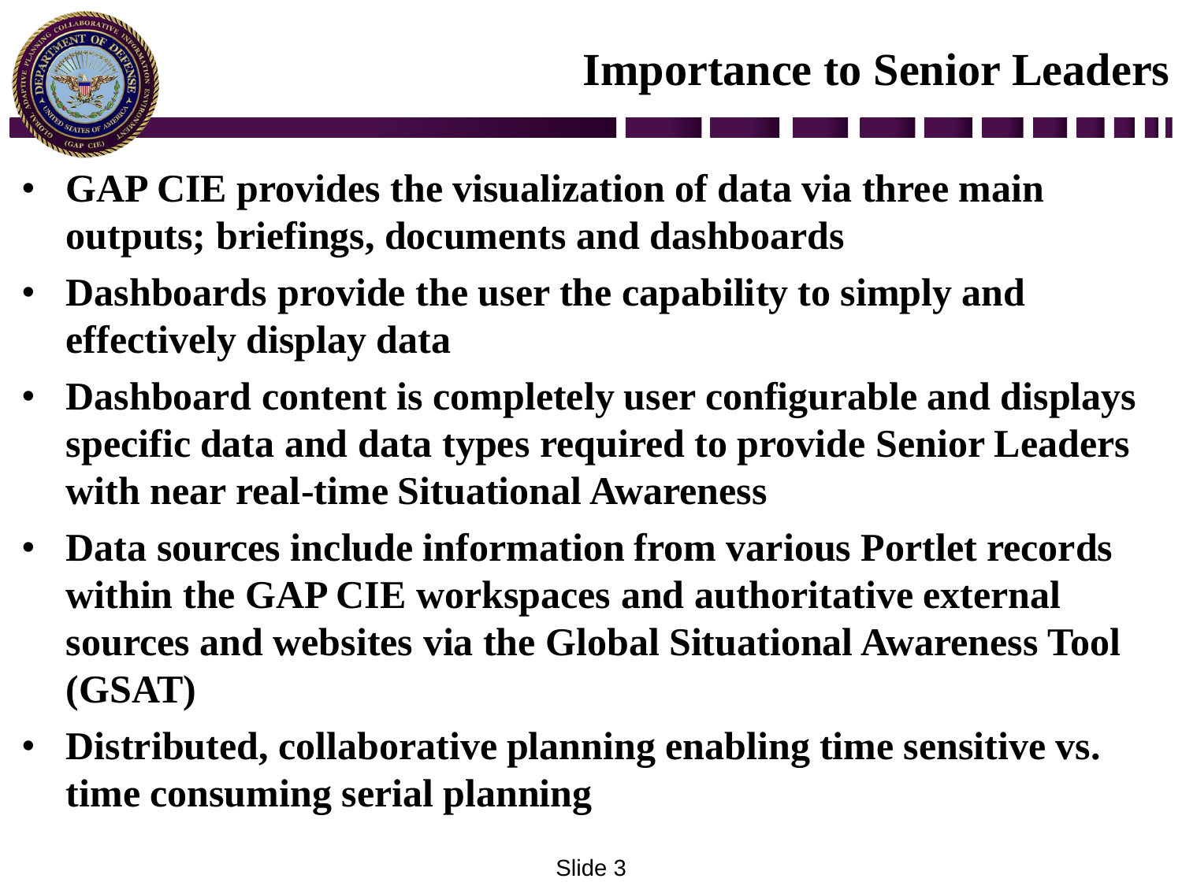# Importance to Senior Leaders

- **GAP CIE provides the visualization of data via three main outputs; briefings, documents and dashboards**
- **Dashboards provide the user the capability to simply and effectively display data**
- **Dashboard content is completely user configurable and displays specific data and data types required to provide Senior Leaders with near real-time Situational Awareness**
- **Data sources include information from various Portlet records within the GAP CIE workspaces and authoritative external sources and websites via the Global Situational Awareness Tool (GSAT)**
- **Distributed, collaborative planning enabling time sensitive vs. time consuming serial planning**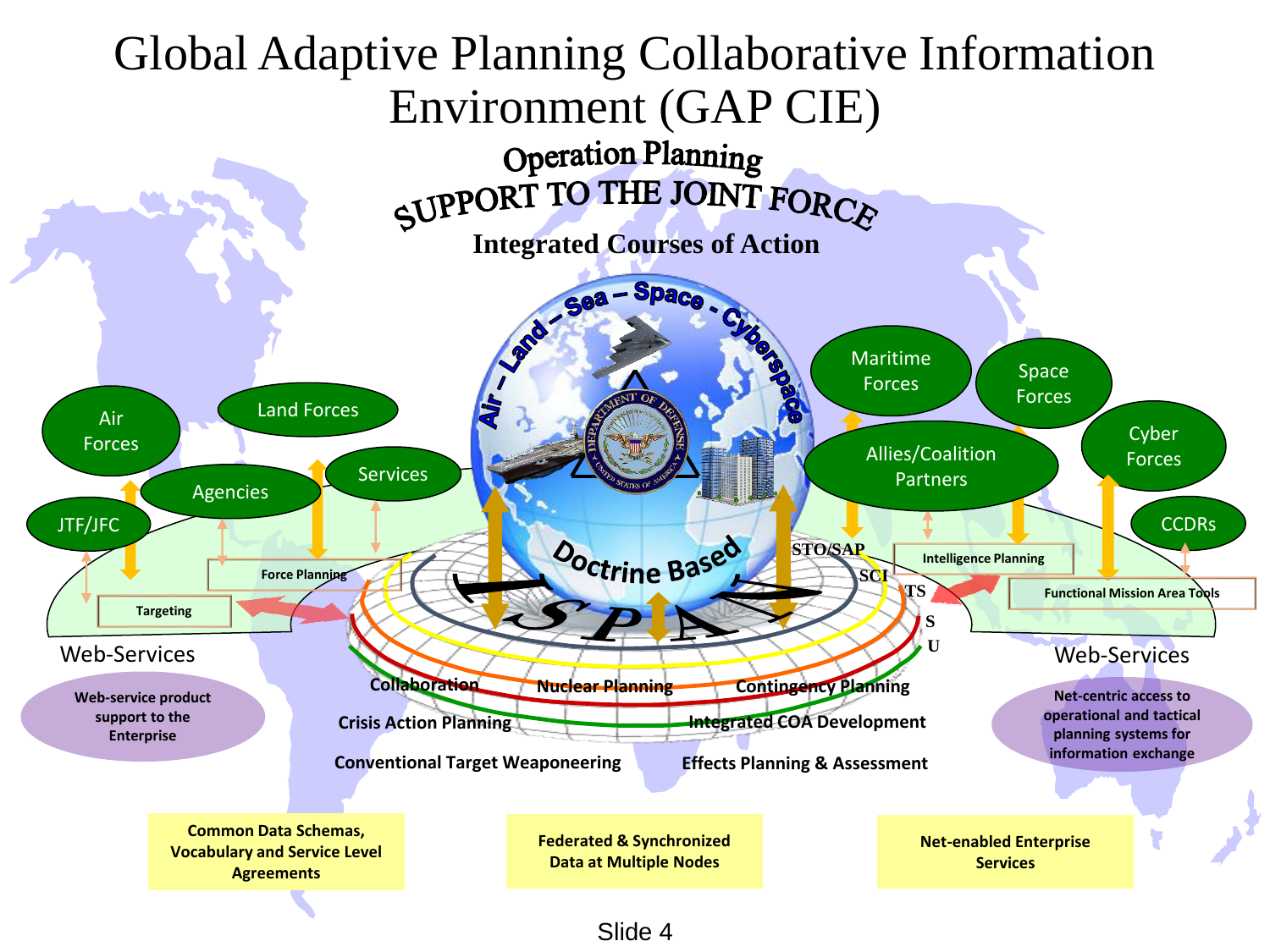# Global Adaptive Planning Collaborative Information Environment (GAP CIE)

Operation Planning

SUPPORT TO THE JOINT FORCE

**Integrated Courses of Action**

Air – Land – Sea – Space - Cyberspace

Doctrine Based

ISPAN

Air Forces

Land Forces

Services

Agencies

JTF/JFC

Maritime Forces

Space Forces

Cyber Forces

Allies/Coalition Partners

CCDRs

Targeting

Force Planning

Intelligence Planning

Functional Mission Area Tools

STO/SAP

SCI

TS

S

U

Web-Services

Web-service product support to the Enterprise

Web-Services

Net-centric access to operational and tactical planning systems for information exchange

Collaboration

Nuclear Planning

Contingency Planning

Crisis Action Planning

Integrated COA Development

Conventional Target Weaponeering

Effects Planning & Assessment

Common Data Schemas, Vocabulary and Service Level Agreements

Federated & Synchronized Data at Multiple Nodes

Net-enabled Enterprise Services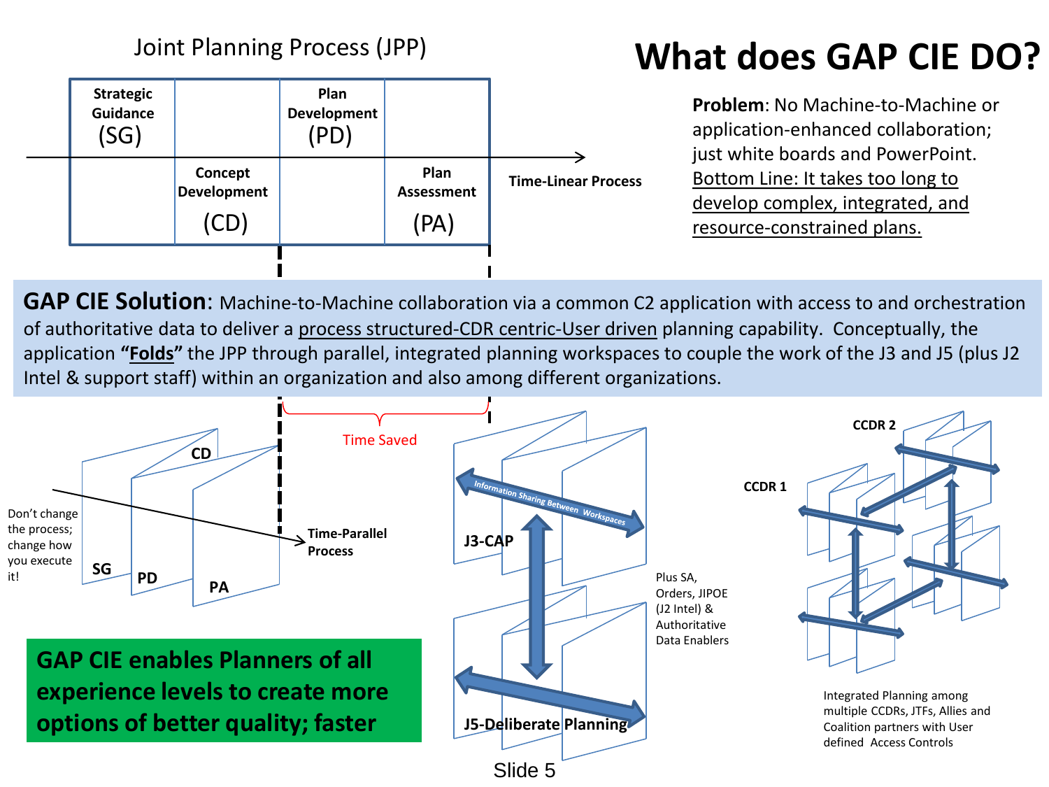# What does GAP CIE DO?

## Joint Planning Process (JPP)

Strategic Guidance (SG)

Concept Development (CD)

Plan Development (PD)

Plan Assessment (PA)

Time-Linear Process

**Problem**: No Machine-to-Machine or application-enhanced collaboration; just white boards and PowerPoint. Bottom Line: It takes too long to develop complex, integrated, and resource-constrained plans.

**GAP CIE Solution**: Machine-to-Machine collaboration via a common C2 application with access to and orchestration of authoritative data to deliver a process structured-CDR centric-User driven planning capability. Conceptually, the application **"Folds"** the JPP through parallel, integrated planning workspaces to couple the work of the J3 and J5 (plus J2 Intel & support staff) within an organization and also among different organizations.

Time Saved

CD

SG

PD

PA

Don't change the process; change how you execute it!

Time-Parallel Process

Information Sharing Between Workspaces

J3-CAP

J5-Deliberate Planning

Plus SA, Orders, JIPOE (J2 Intel) & Authoritative Data Enablers

CCDR 1

CCDR 2

Integrated Planning among multiple CCDRs, JTFs, Allies and Coalition partners with User defined Access Controls

**GAP CIE enables Planners of all experience levels to create more options of better quality; faster**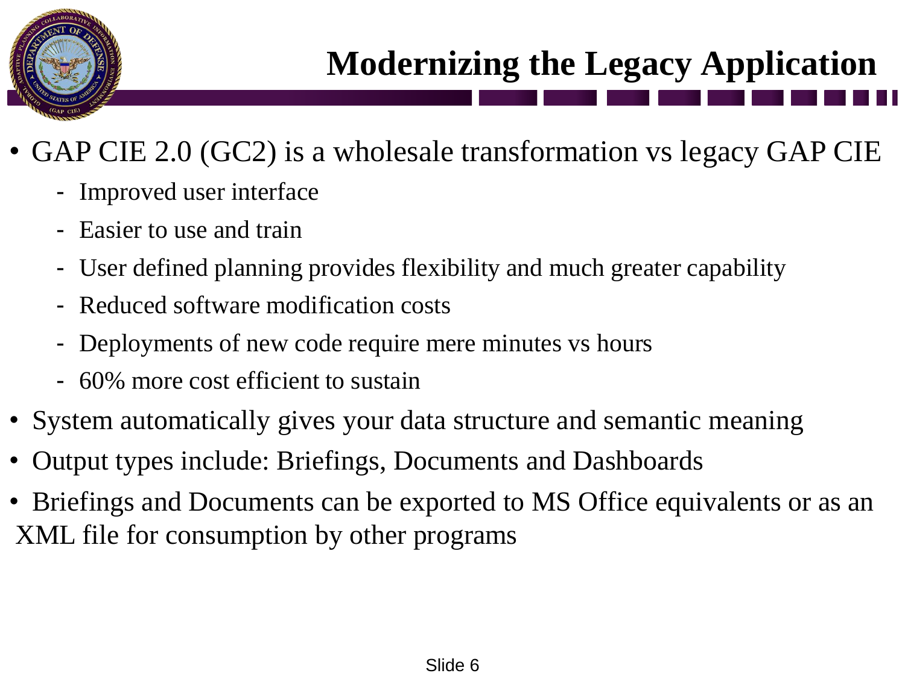# Modernizing the Legacy Application

- GAP CIE 2.0 (GC2) is a wholesale transformation vs legacy GAP CIE
  - Improved user interface
  - Easier to use and train
  - User defined planning provides flexibility and much greater capability
  - Reduced software modification costs
  - Deployments of new code require mere minutes vs hours
  - 60% more cost efficient to sustain
- System automatically gives your data structure and semantic meaning
- Output types include: Briefings, Documents and Dashboards
- Briefings and Documents can be exported to MS Office equivalents or as an XML file for consumption by other programs